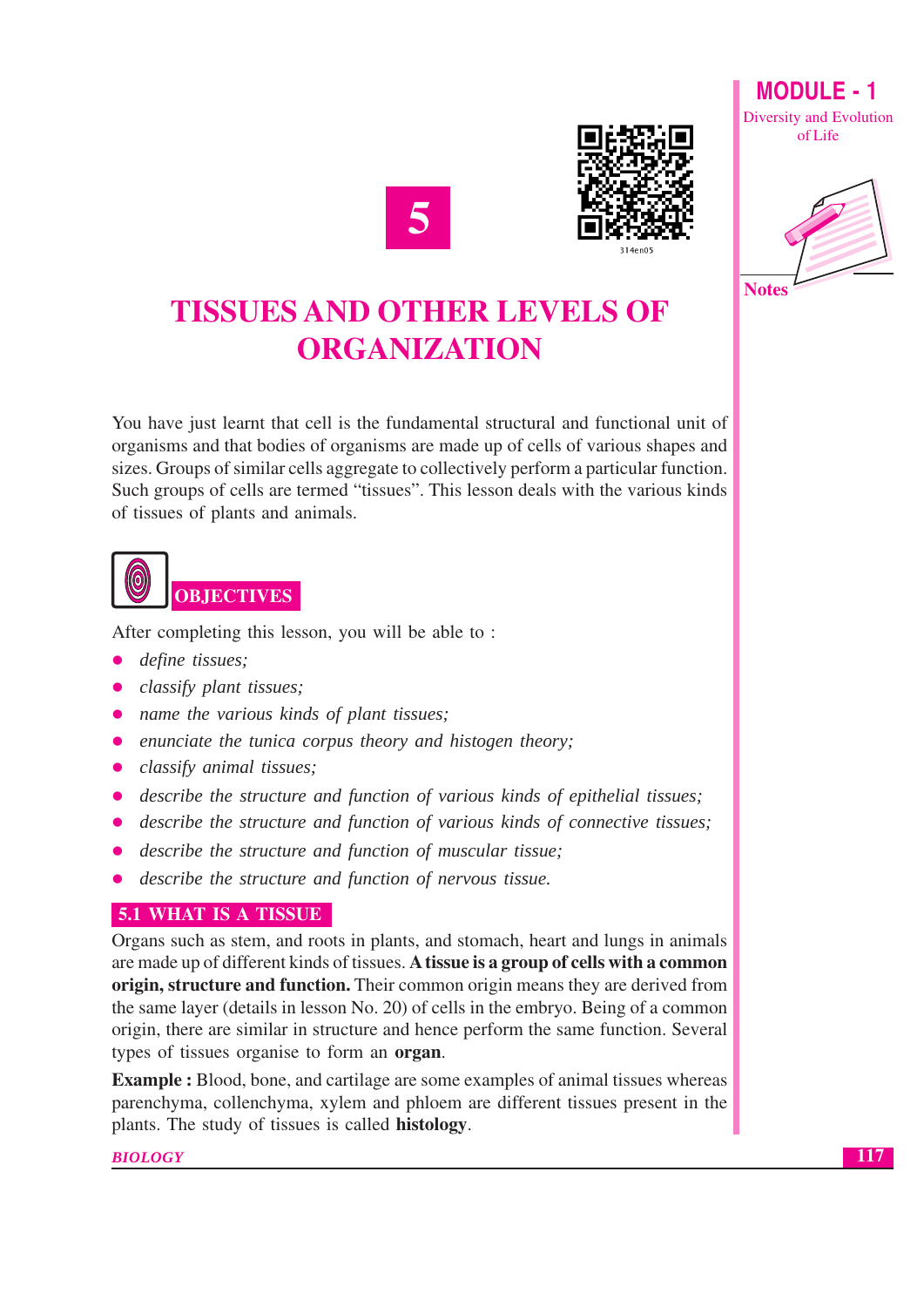# 5

# TISSUES AND OTHER LEVELS OF ORGANIZATION

You have just learnt that cell is the fundamental structural and functional unit of organisms and that bodies of organisms are made up of cells of various shapes and sizes. Groups of similar cells aggregate to collectively perform a particular function. Such groups of cells are termed "tissues". This lesson deals with the various kinds of tissues of plants and animals.

## OBJECTIVES

After completing this lesson, you will be able to :

- *define tissues;*
- *classify plant tissues;*
- *name the various kinds of plant tissues;*
- *enunciate the tunica corpus theory and histogen theory;*
- *classify animal tissues;*
- *describe the structure and function of various kinds of epithelial tissues;*
- *describe the structure and function of various kinds of connective tissues;*
- *describe the structure and function of muscular tissue;*
- *describe the structure and function of nervous tissue.*

## 5.1 WHAT IS A TISSUE

Organs such as stem, and roots in plants, and stomach, heart and lungs in animals are made up of different kinds of tissues. **A tissue is a group of cells with a common origin, structure and function.** Their common origin means they are derived from the same layer (details in lesson No. 20) of cells in the embryo. Being of a common origin, there are similar in structure and hence perform the same function. Several types of tissues organise to form an **organ**.

**Example :** Blood, bone, and cartilage are some examples of animal tissues whereas parenchyma, collenchyma, xylem and phloem are different tissues present in the plants. The study of tissues is called **histology**.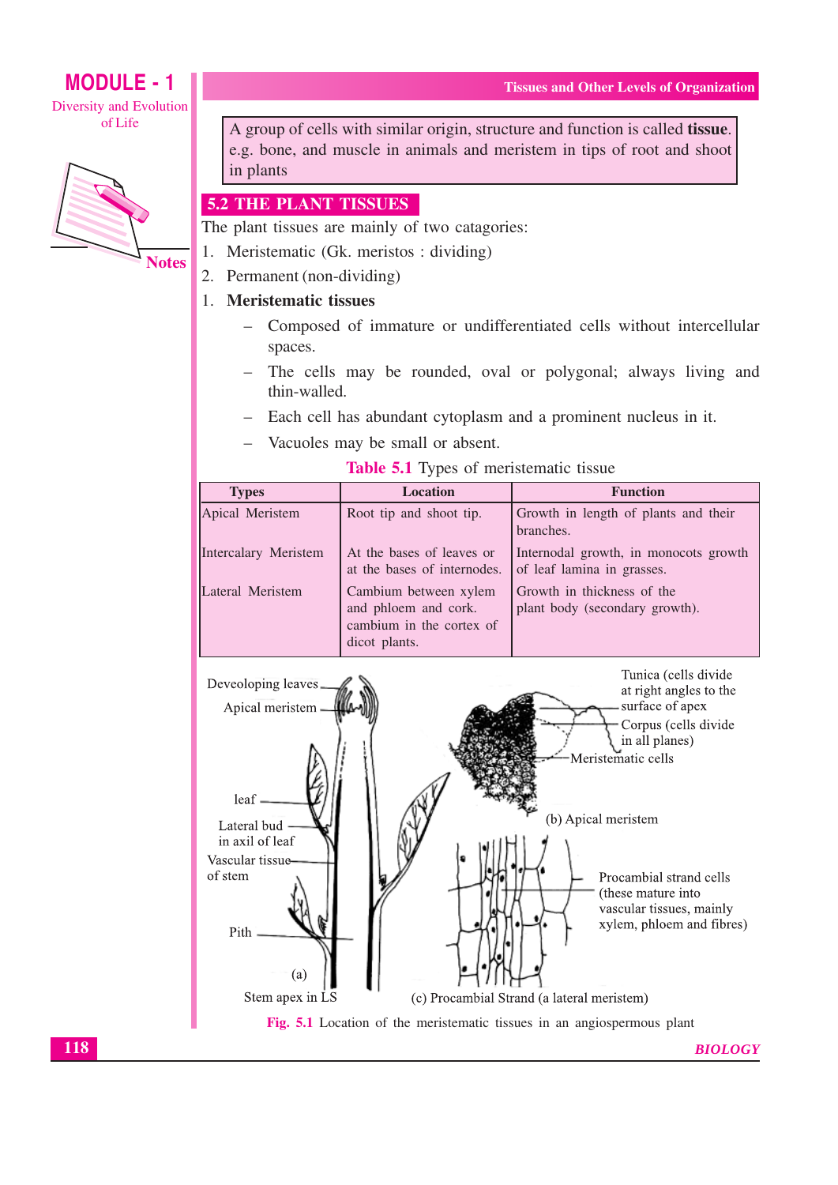A group of cells with similar origin, structure and function is called **tissue**. e.g. bone, and muscle in animals and meristem in tips of root and shoot in plants

## 5.2 THE PLANT TISSUES

The plant tissues are mainly of two catagories:

1. Meristematic (Gk. meristos : dividing)
2. Permanent (non-dividing)

1. **Meristematic tissues**
   - Composed of immature or undifferentiated cells without intercellular spaces.
   - The cells may be rounded, oval or polygonal; always living and thin-walled.
   - Each cell has abundant cytoplasm and a prominent nucleus in it.
   - Vacuoles may be small or absent.

**Table 5.1** Types of meristematic tissue

| Types | Location | Function |
|---|---|---|
| Apical Meristem | Root tip and shoot tip. | Growth in length of plants and their branches. |
| Intercalary Meristem | At the bases of leaves or at the bases of internodes. | Internodal growth, in monocots growth of leaf lamina in grasses. |
| Lateral Meristem | Cambium between xylem and phloem and cork. cambium in the cortex of dicot plants. | Growth in thickness of the plant body (secondary growth). |

Deveoloping leaves
Apical meristem
leaf
Lateral bud in axil of leaf
Vascular tissue of stem
Pith
(a) Stem apex in LS

Tunica (cells divide at right angles to the surface of apex
Corpus (cells divide in all planes)
Meristematic cells
(b) Apical meristem

Procambial strand cells (these mature into vascular tissues, mainly xylem, phloem and fibres)
(c) Procambial Strand (a lateral meristem)

**Fig. 5.1** Location of the meristematic tissues in an angiospermous plant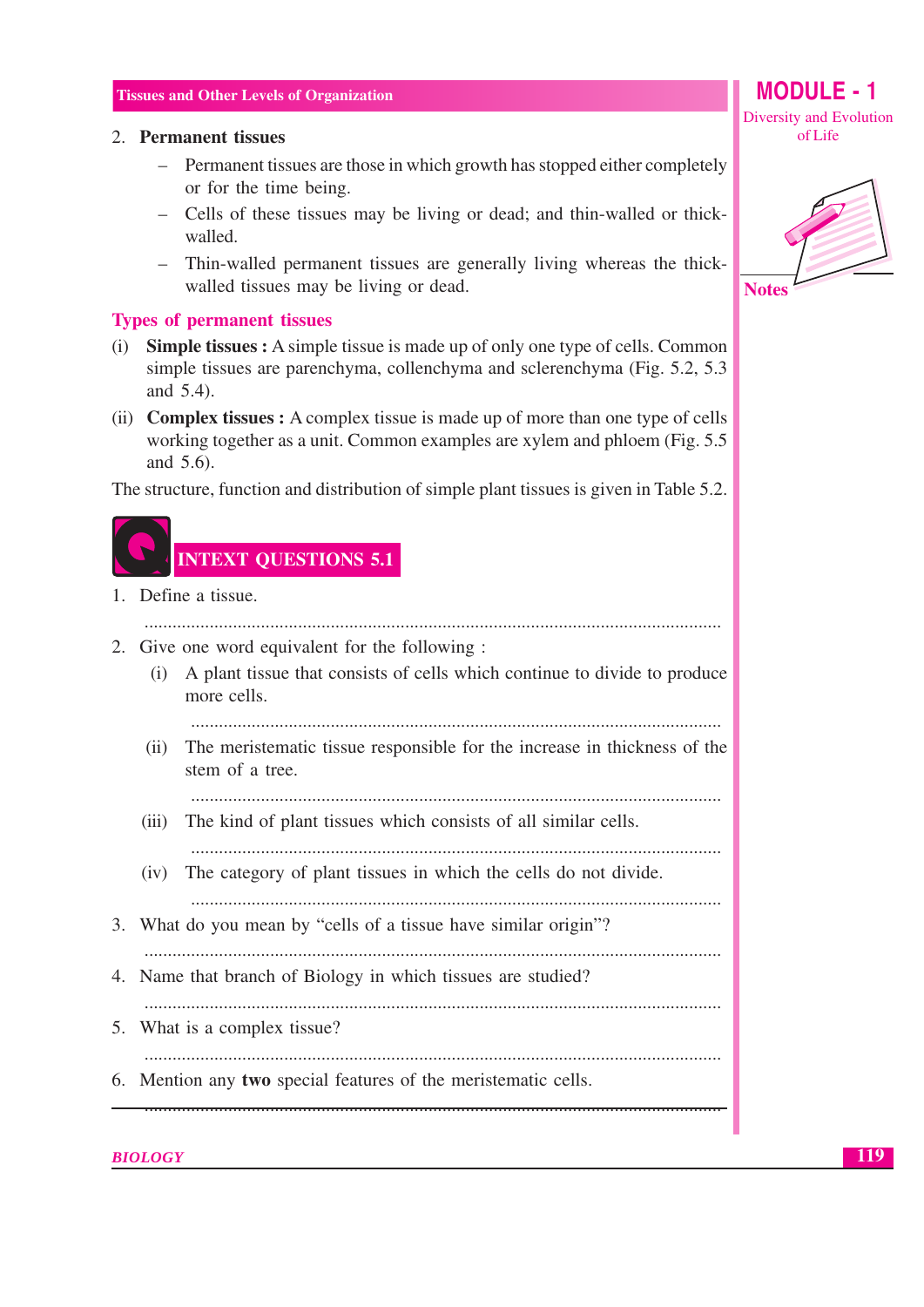2. **Permanent tissues**

   - Permanent tissues are those in which growth has stopped either completely or for the time being.
   - Cells of these tissues may be living or dead; and thin-walled or thick-walled.
   - Thin-walled permanent tissues are generally living whereas the thick-walled tissues may be living or dead.

### Types of permanent tissues

(i) **Simple tissues :** A simple tissue is made up of only one type of cells. Common simple tissues are parenchyma, collenchyma and sclerenchyma (Fig. 5.2, 5.3 and 5.4).

(ii) **Complex tissues :** A complex tissue is made up of more than one type of cells working together as a unit. Common examples are xylem and phloem (Fig. 5.5 and 5.6).

The structure, function and distribution of simple plant tissues is given in Table 5.2.

## INTEXT QUESTIONS 5.1

1. Define a tissue.

   ..........................................................................................................................

2. Give one word equivalent for the following :

   (i) A plant tissue that consists of cells which continue to divide to produce more cells.

   ..........................................................................................................................

   (ii) The meristematic tissue responsible for the increase in thickness of the stem of a tree.

   ..........................................................................................................................

   (iii) The kind of plant tissues which consists of all similar cells.

   ..........................................................................................................................

   (iv) The category of plant tissues in which the cells do not divide.

   ..........................................................................................................................

3. What do you mean by "cells of a tissue have similar origin"?

   ..........................................................................................................................

4. Name that branch of Biology in which tissues are studied?

   ..........................................................................................................................

5. What is a complex tissue?

   ..........................................................................................................................

6. Mention any **two** special features of the meristematic cells.

   ..........................................................................................................................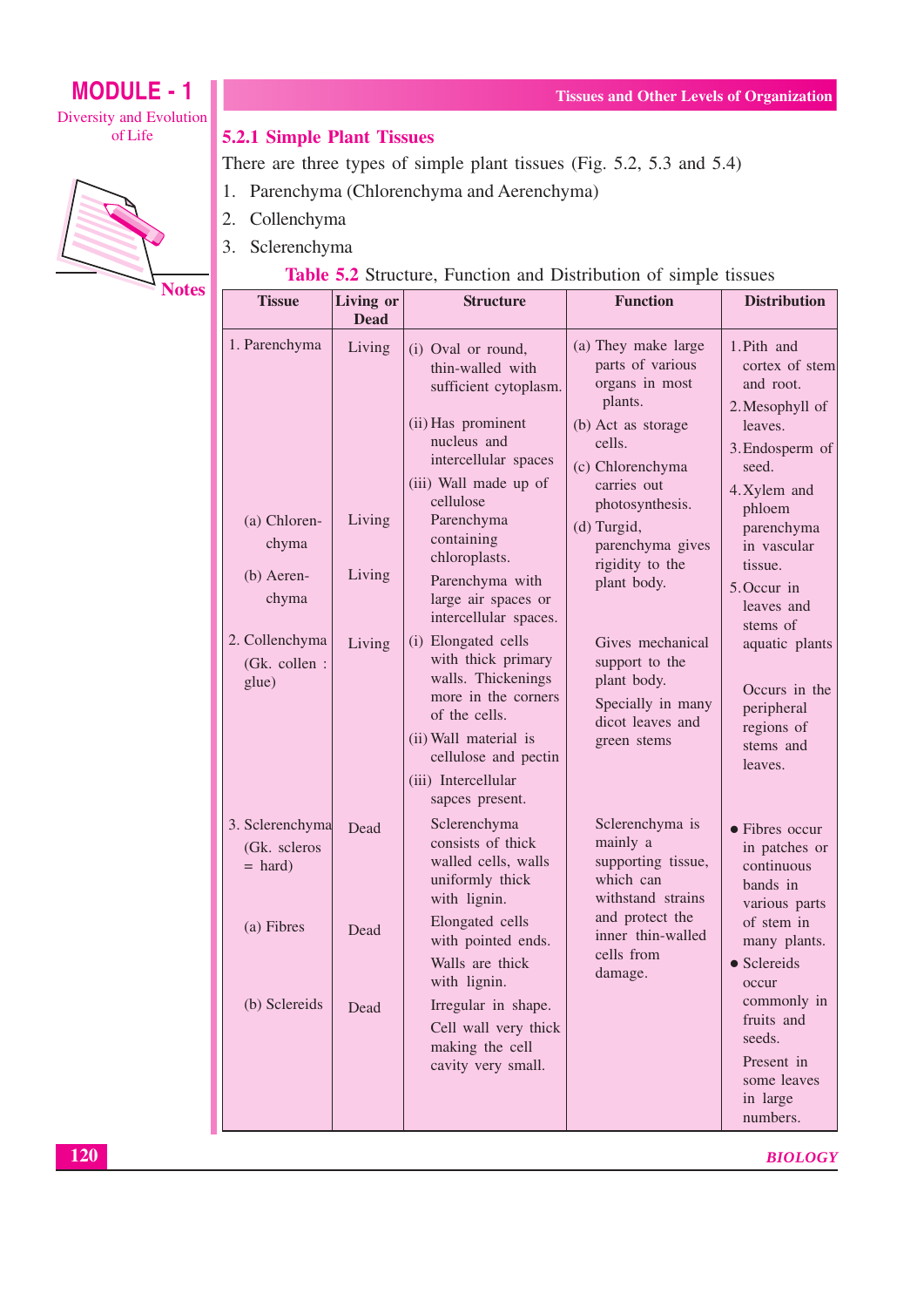### 5.2.1 Simple Plant Tissues

There are three types of simple plant tissues (Fig. 5.2, 5.3 and 5.4)

1. Parenchyma (Chlorenchyma and Aerenchyma)
2. Collenchyma
3. Sclerenchyma

**Table 5.2** Structure, Function and Distribution of simple tissues

| Tissue | Living or Dead | Structure | Function | Distribution |
|---|---|---|---|---|
| 1. Parenchyma | Living | (i) Oval or round, thin-walled with sufficient cytoplasm. (ii) Has prominent nucleus and intercellular spaces (iii) Wall made up of cellulose | (a) They make large parts of various organs in most plants. (b) Act as storage cells. (c) Chlorenchyma carries out photosynthesis. (d) Turgid, parenchyma gives rigidity to the plant body. | 1. Pith and cortex of stem and root. 2. Mesophyll of leaves. 3. Endosperm of seed. 4. Xylem and phloem parenchyma in vascular tissue. 5. Occur in leaves and stems of aquatic plants |
| (a) Chloren-chyma | Living | Parenchyma containing chloroplasts. | | |
| (b) Aeren-chyma | Living | Parenchyma with large air spaces or intercellular spaces. | | |
| 2. Collenchyma (Gk. collen : glue) | Living | (i) Elongated cells with thick primary walls. Thickenings more in the corners of the cells. (ii) Wall material is cellulose and pectin (iii) Intercellular sapces present. | Gives mechanical support to the plant body. Specially in many dicot leaves and green stems | Occurs in the peripheral regions of stems and leaves. |
| 3. Sclerenchyma (Gk. scleros = hard) | Dead | Sclerenchyma consists of thick walled cells, walls uniformly thick with lignin. | Sclerenchyma is mainly a supporting tissue, which can withstand strains and protect the inner thin-walled cells from damage. | • Fibres occur in patches or continuous bands in various parts of stem in many plants. |
| (a) Fibres | Dead | Elongated cells with pointed ends. Walls are thick with lignin. | | • Sclereids occur commonly in fruits and seeds. |
| (b) Sclereids | Dead | Irregular in shape. Cell wall very thick making the cell cavity very small. | | Present in some leaves in large numbers. |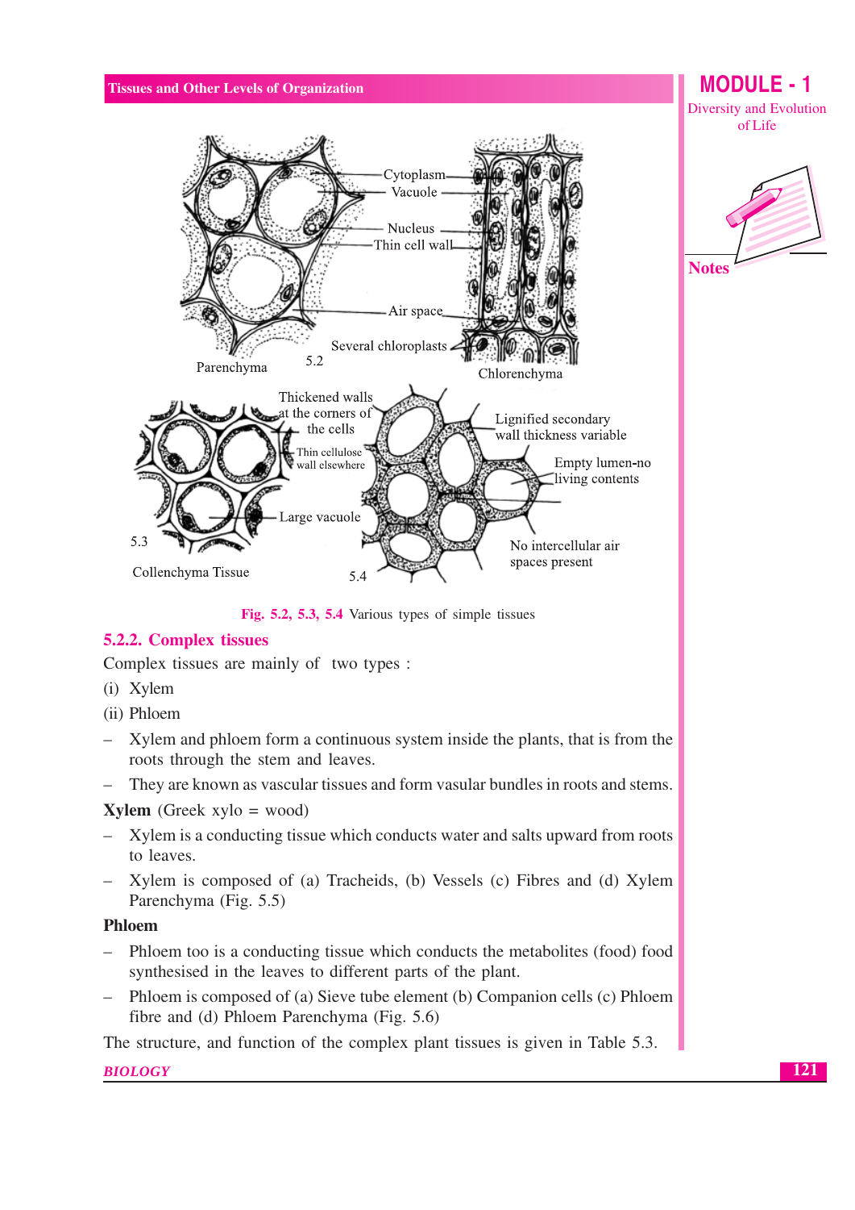Fig. 5.2, 5.3, 5.4 Various types of simple tissues

## 5.2.2. Complex tissues

Complex tissues are mainly of two types :

(i) Xylem

(ii) Phloem

– Xylem and phloem form a continuous system inside the plants, that is from the roots through the stem and leaves.

– They are known as vascular tissues and form vasular bundles in roots and stems.

**Xylem** (Greek xylo = wood)

– Xylem is a conducting tissue which conducts water and salts upward from roots to leaves.

– Xylem is composed of (a) Tracheids, (b) Vessels (c) Fibres and (d) Xylem Parenchyma (Fig. 5.5)

**Phloem**

– Phloem too is a conducting tissue which conducts the metabolites (food) food synthesised in the leaves to different parts of the plant.

– Phloem is composed of (a) Sieve tube element (b) Companion cells (c) Phloem fibre and (d) Phloem Parenchyma (Fig. 5.6)

The structure, and function of the complex plant tissues is given in Table 5.3.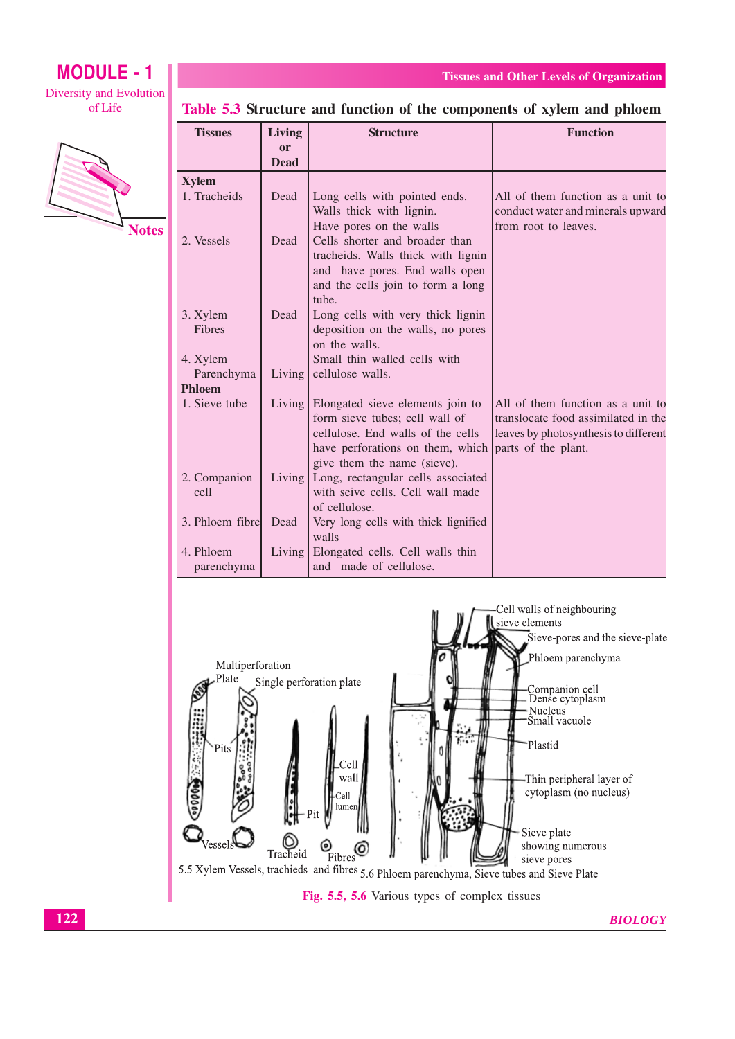## Table 5.3 Structure and function of the components of xylem and phloem

| Tissues | Living or Dead | Structure | Function |
|---|---|---|---|
| **Xylem** | | | |
| 1. Tracheids | Dead | Long cells with pointed ends. Walls thick with lignin. Have pores on the walls | All of them function as a unit to conduct water and minerals upward from root to leaves. |
| 2. Vessels | Dead | Cells shorter and broader than tracheids. Walls thick with lignin and have pores. End walls open and the cells join to form a long tube. | |
| 3. Xylem Fibres | Dead | Long cells with very thick lignin deposition on the walls, no pores on the walls. | |
| 4. Xylem Parenchyma | Living | Small thin walled cells with cellulose walls. | |
| **Phloem** | | | |
| 1. Sieve tube | Living | Elongated sieve elements join to form sieve tubes; cell wall of cellulose. End walls of the cells have perforations on them, which give them the name (sieve). | All of them function as a unit to translocate food assimilated in the leaves by photosynthesis to different parts of the plant. |
| 2. Companion cell | Living | Long, rectangular cells associated with seive cells. Cell wall made of cellulose. | |
| 3. Phloem fibre | Dead | Very long cells with thick lignified walls | |
| 4. Phloem parenchyma | Living | Elongated cells. Cell walls thin and made of cellulose. | |

Multiperforation Plate, Single perforation plate, Pits, Vessels, Tracheid, Pit, Cell wall, Cell lumen, Fibres

5.5 Xylem Vessels, trachieds and fibres

Cell walls of neighbouring sieve elements, Sieve-pores and the sieve-plate, Phloem parenchyma, Companion cell, Dense cytoplasm, Nucleus, Small vacuole, Plastid, Thin peripheral layer of cytoplasm (no nucleus), Sieve plate showing numerous sieve pores

5.6 Phloem parenchyma, Sieve tubes and Sieve Plate

**Fig. 5.5, 5.6** Various types of complex tissues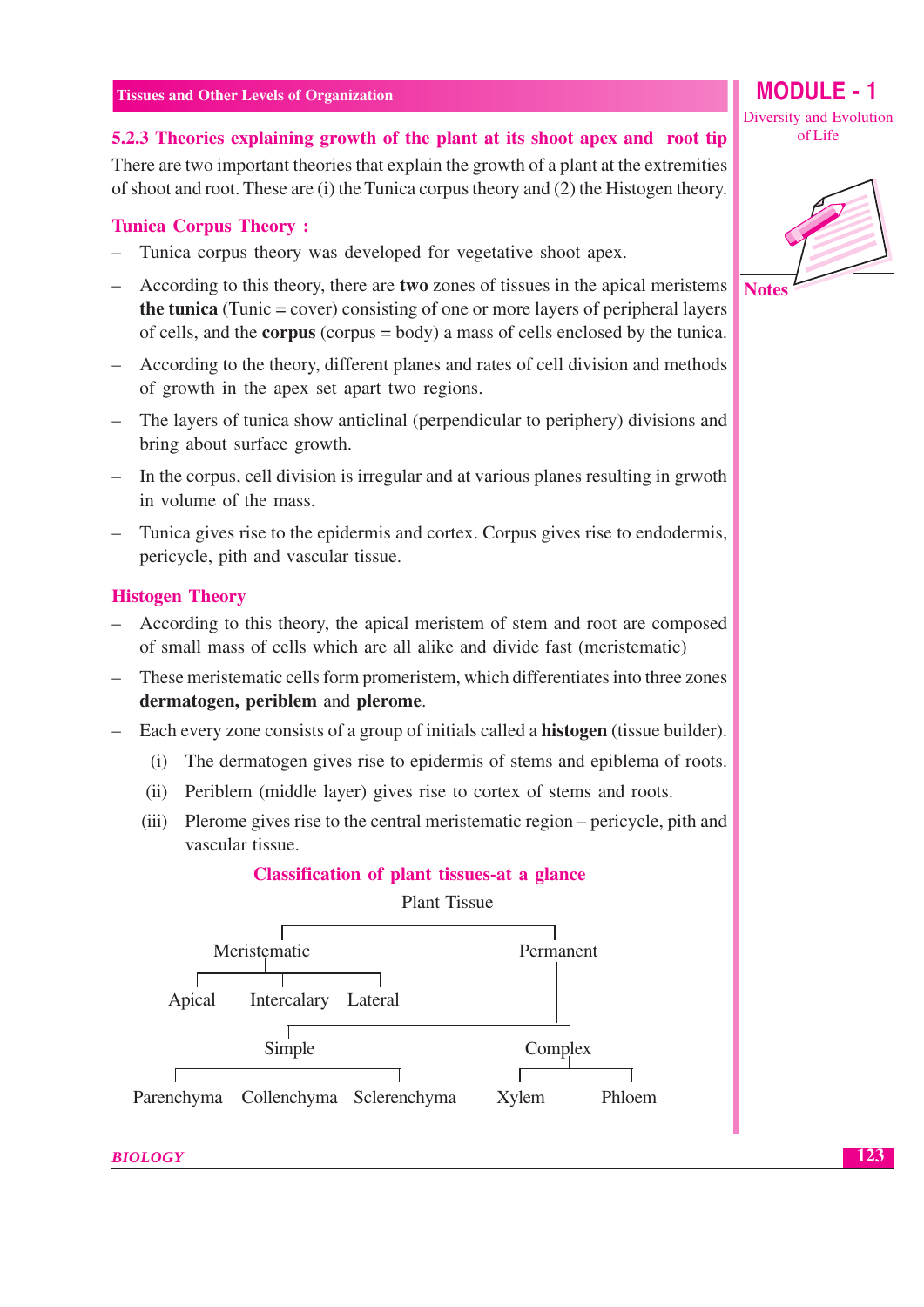### 5.2.3 Theories explaining growth of the plant at its shoot apex and root tip

There are two important theories that explain the growth of a plant at the extremities of shoot and root. These are (i) the Tunica corpus theory and (2) the Histogen theory.

#### Tunica Corpus Theory :

- Tunica corpus theory was developed for vegetative shoot apex.
- According to this theory, there are **two** zones of tissues in the apical meristems **the tunica** (Tunic = cover) consisting of one or more layers of peripheral layers of cells, and the **corpus** (corpus = body) a mass of cells enclosed by the tunica.
- According to the theory, different planes and rates of cell division and methods of growth in the apex set apart two regions.
- The layers of tunica show anticlinal (perpendicular to periphery) divisions and bring about surface growth.
- In the corpus, cell division is irregular and at various planes resulting in grwoth in volume of the mass.
- Tunica gives rise to the epidermis and cortex. Corpus gives rise to endodermis, pericycle, pith and vascular tissue.

#### Histogen Theory

- According to this theory, the apical meristem of stem and root are composed of small mass of cells which are all alike and divide fast (meristematic)
- These meristematic cells form promeristem, which differentiates into three zones **dermatogen, periblem** and **plerome**.
- Each every zone consists of a group of initials called a **histogen** (tissue builder).
  - (i) The dermatogen gives rise to epidermis of stems and epiblema of roots.
  - (ii) Periblem (middle layer) gives rise to cortex of stems and roots.
  - (iii) Plerome gives rise to the central meristematic region – pericycle, pith and vascular tissue.

#### Classification of plant tissues-at a glance

- Plant Tissue
  - Meristematic
    - Apical
    - Intercalary
    - Lateral
  - Permanent
    - Simple
      - Parenchyma
      - Collenchyma
      - Sclerenchyma
    - Complex
      - Xylem
      - Phloem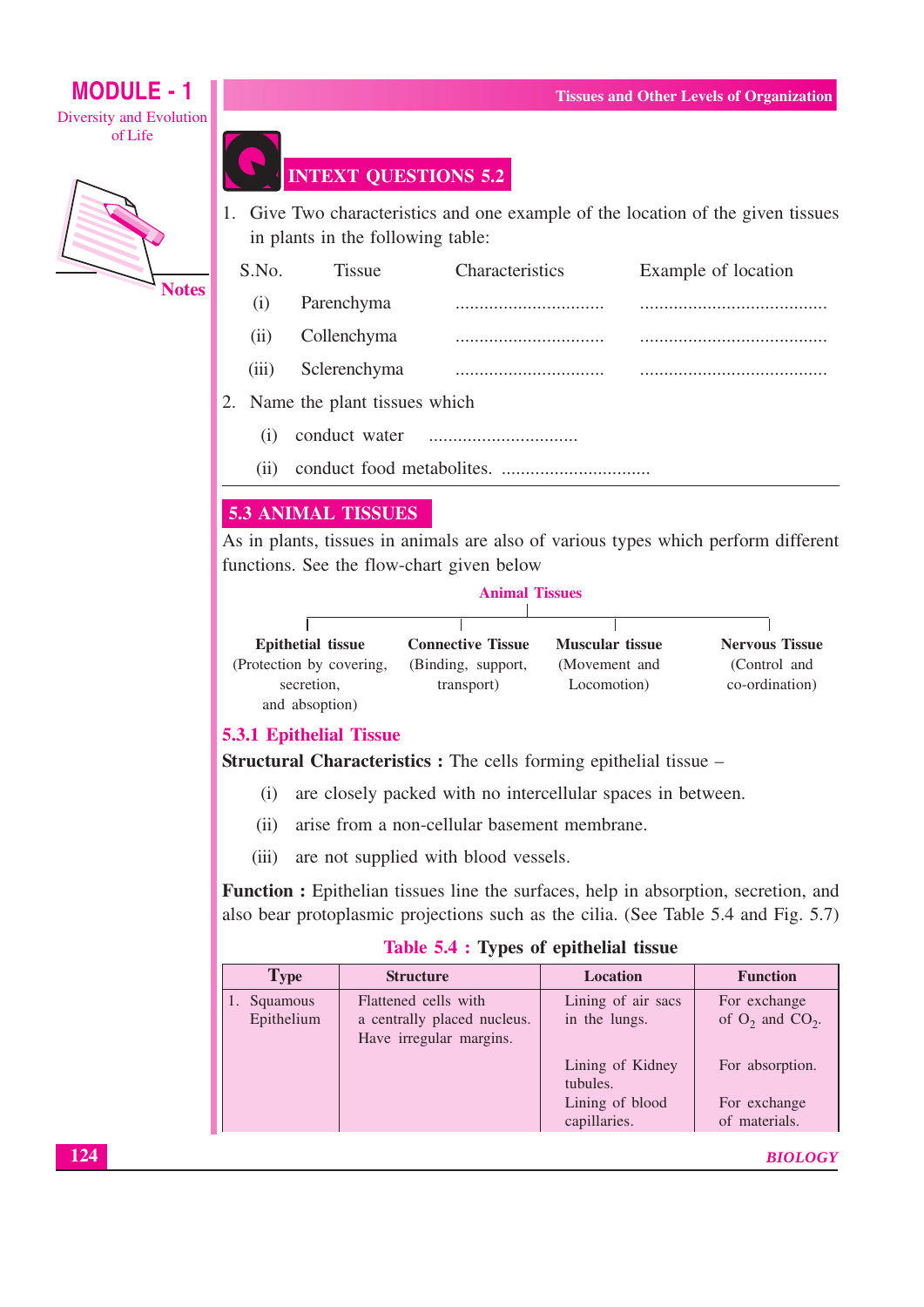## INTEXT QUESTIONS 5.2

1. Give Two characteristics and one example of the location of the given tissues in plants in the following table:

| S.No. | Tissue | Characteristics | Example of location |
|---|---|---|---|
| (i) | Parenchyma | ............................... | ....................................... |
| (ii) | Collenchyma | ............................... | ....................................... |
| (iii) | Sclerenchyma | ............................... | ....................................... |

2. Name the plant tissues which
   (i) conduct water ...............................
   (ii) conduct food metabolites. ...............................

## 5.3 ANIMAL TISSUES

As in plants, tissues in animals are also of various types which perform different functions. See the flow-chart given below

**Animal Tissues**

- **Epithelial tissue** (Protection by covering, secretion, and absoption)
- **Connective Tissue** (Binding, support, transport)
- **Muscular tissue** (Movement and Locomotion)
- **Nervous Tissue** (Control and co-ordination)

### 5.3.1 Epithelial Tissue

**Structural Characteristics :** The cells forming epithelial tissue –

(i) are closely packed with no intercellular spaces in between.

(ii) arise from a non-cellular basement membrane.

(iii) are not supplied with blood vessels.

**Function :** Epithelian tissues line the surfaces, help in absorption, secretion, and also bear protoplasmic projections such as the cilia. (See Table 5.4 and Fig. 5.7)

**Table 5.4 : Types of epithelial tissue**

| Type | Structure | Location | Function |
|---|---|---|---|
| 1. Squamous Epithelium | Flattened cells with a centrally placed nucleus. Have irregular margins. | Lining of air sacs in the lungs. | For exchange of $O_2$ and $CO_2$. |
| | | Lining of Kidney tubules. | For absorption. |
| | | Lining of blood capillaries. | For exchange of materials. |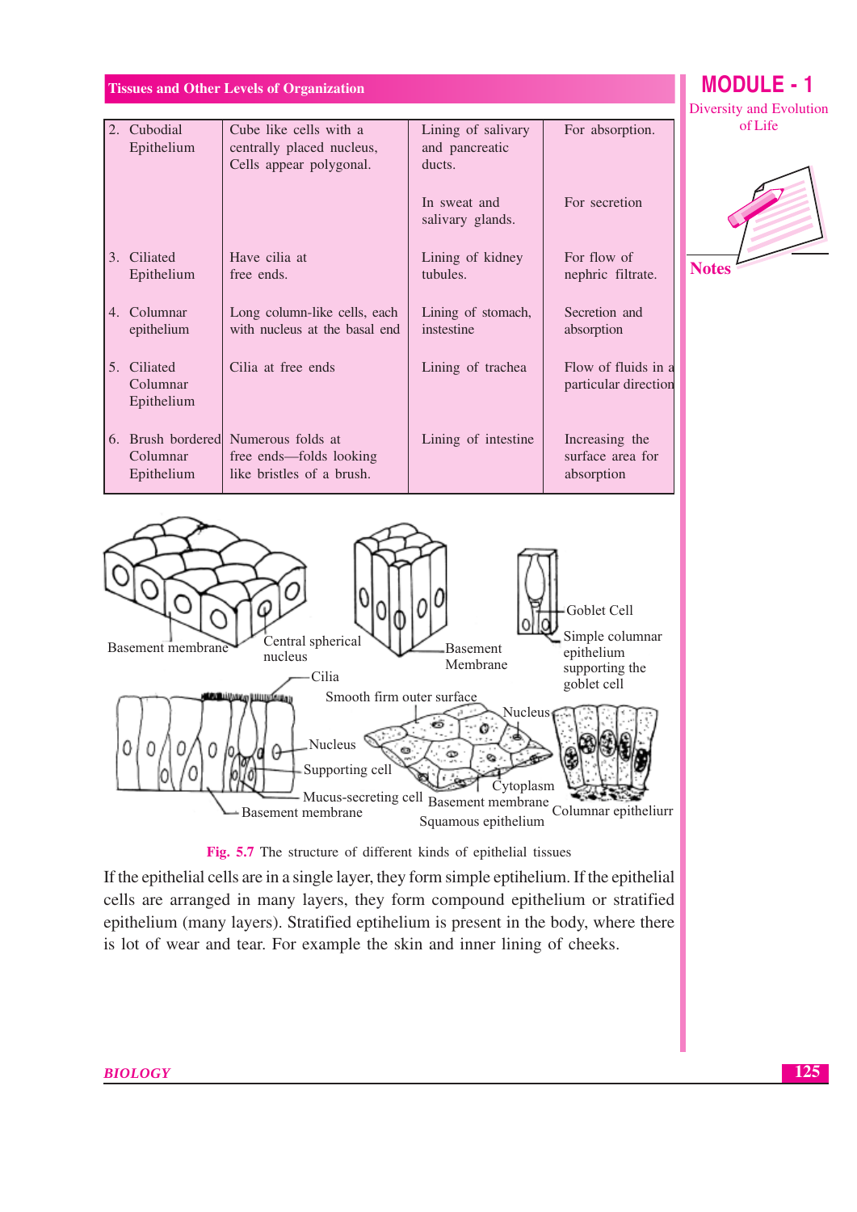| | | | |
|---|---|---|---|
| 2. Cubodial Epithelium | Cube like cells with a centrally placed nucleus, Cells appear polygonal. | Lining of salivary and pancreatic ducts.<br><br>In sweat and salivary glands. | For absorption.<br><br>For secretion |
| 3. Ciliated Epithelium | Have cilia at free ends. | Lining of kidney tubules. | For flow of nephric filtrate. |
| 4. Columnar epithelium | Long column-like cells, each with nucleus at the basal end | Lining of stomach, instestine | Secretion and absorption |
| 5. Ciliated Columnar Epithelium | Cilia at free ends | Lining of trachea | Flow of fluids in a particular direction |
| 6. Brush bordered Columnar Epithelium | Numerous folds at free ends—folds looking like bristles of a brush. | Lining of intestine | Increasing the surface area for absorption |

Fig. 5.7 The structure of different kinds of epithelial tissues

If the epithelial cells are in a single layer, they form simple eptihelium. If the epithelial cells are arranged in many layers, they form compound epithelium or stratified epithelium (many layers). Stratified eptihelium is present in the body, where there is lot of wear and tear. For example the skin and inner lining of cheeks.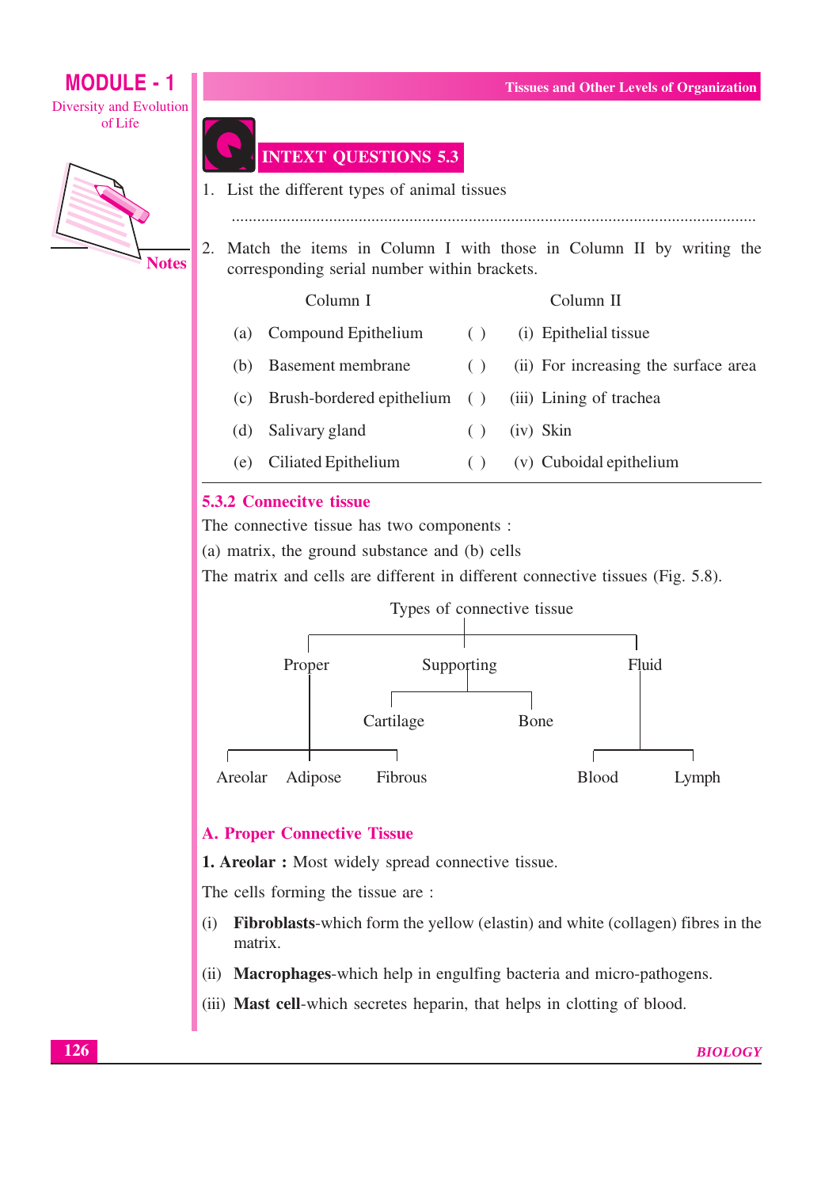## INTEXT QUESTIONS 5.3

1. List the different types of animal tissues

   ..........................................................................................................................

2. Match the items in Column I with those in Column II by writing the corresponding serial number within brackets.

| | Column I | | Column II |
|---|---|---|---|
| (a) | Compound Epithelium | ( ) | (i) Epithelial tissue |
| (b) | Basement membrane | ( ) | (ii) For increasing the surface area |
| (c) | Brush-bordered epithelium | ( ) | (iii) Lining of trachea |
| (d) | Salivary gland | ( ) | (iv) Skin |
| (e) | Ciliated Epithelium | ( ) | (v) Cuboidal epithelium |

### 5.3.2 Connecitve tissue

The connective tissue has two components :

(a) matrix, the ground substance and (b) cells

The matrix and cells are different in different connective tissues (Fig. 5.8).

Types of connective tissue

- Proper
  - Areolar
  - Adipose
  - Fibrous
- Supporting
  - Cartilage
  - Bone
- Fluid
  - Blood
  - Lymph

### A. Proper Connective Tissue

**1. Areolar :** Most widely spread connective tissue.

The cells forming the tissue are :

(i) **Fibroblasts**-which form the yellow (elastin) and white (collagen) fibres in the matrix.

(ii) **Macrophages**-which help in engulfing bacteria and micro-pathogens.

(iii) **Mast cell**-which secretes heparin, that helps in clotting of blood.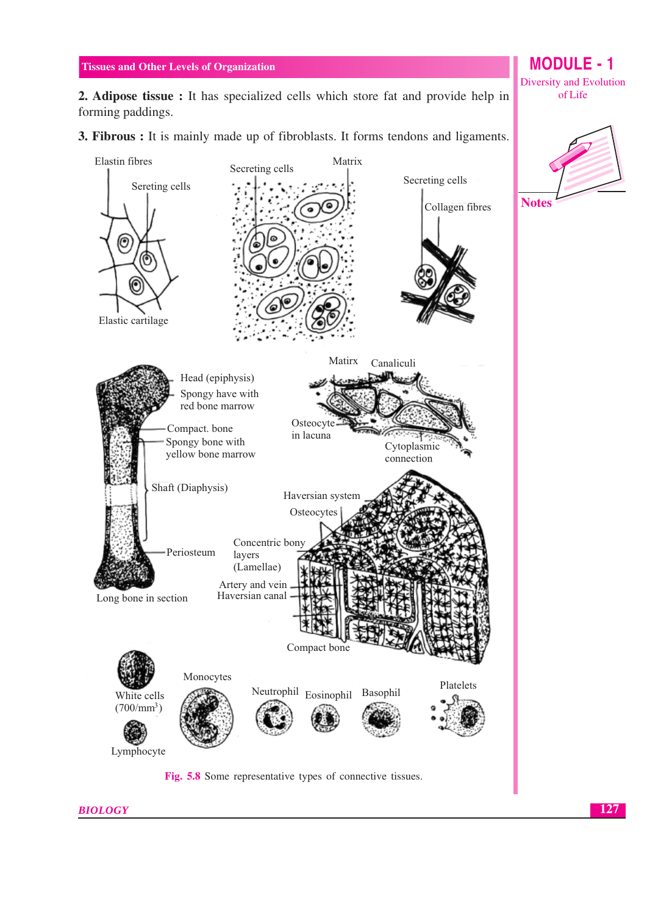**2. Adipose tissue :** It has specialized cells which store fat and provide help in forming paddings.

**3. Fibrous :** It is mainly made up of fibroblasts. It forms tendons and ligaments.

Elastin fibres

Sereting cells

Elastic cartilage

Secreting cells

Matrix

Secreting cells

Collagen fibres

Head (epiphysis)

Spongy have with red bone marrow

Compact. bone

Spongy bone with yellow bone marrow

Shaft (Diaphysis)

Periosteum

Long bone in section

Matirx

Canaliculi

Osteocyte in lacuna

Cytoplasmic connection

Haversian system

Osteocytes

Concentric bony layers (Lamellae)

Artery and vein Haversian canal

Compact bone

White cells ($700/mm^3$)

Lymphocyte

Monocytes

Neutrophil

Eosinophil

Basophil

Platelets

**Fig. 5.8** Some representative types of connective tissues.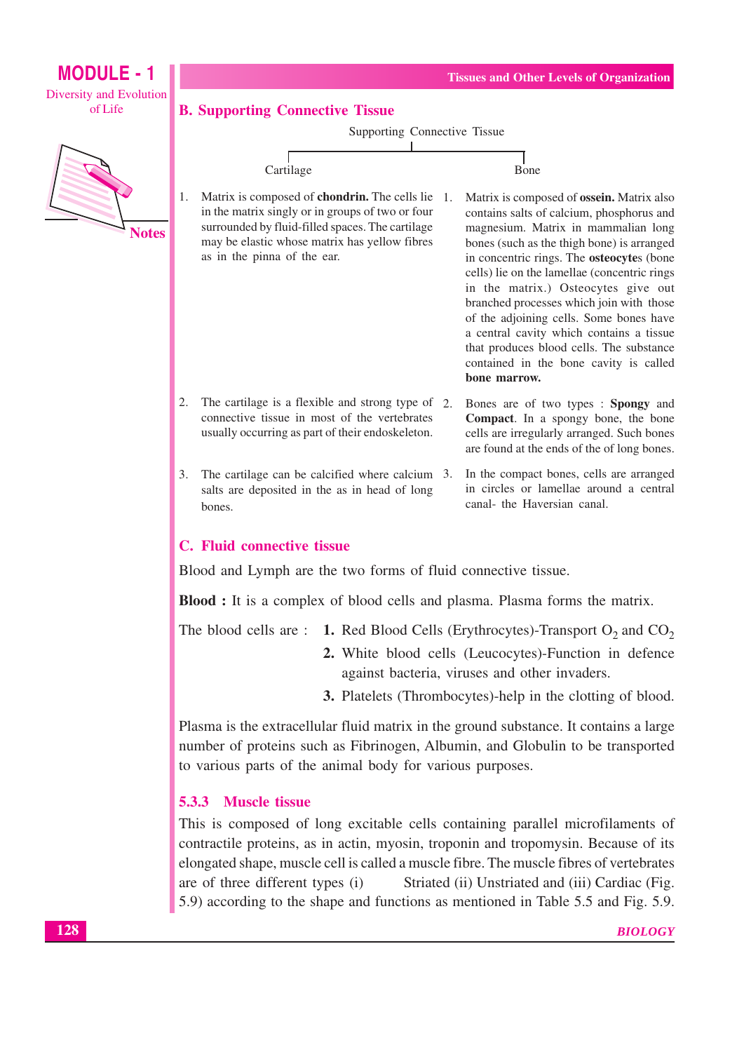## B. Supporting Connective Tissue

Supporting Connective Tissue

| Cartilage | Bone |
|---|---|
| 1. Matrix is composed of **chondrin.** The cells lie in the matrix singly or in groups of two or four surrounded by fluid-filled spaces. The cartilage may be elastic whose matrix has yellow fibres as in the pinna of the ear. | 1. Matrix is composed of **ossein.** Matrix also contains salts of calcium, phosphorus and magnesium. Matrix in mammalian long bones (such as the thigh bone) is arranged in concentric rings. The **osteocyte**s (bone cells) lie on the lamellae (concentric rings in the matrix.) Osteocytes give out branched processes which join with those of the adjoining cells. Some bones have a central cavity which contains a tissue that produces blood cells. The substance contained in the bone cavity is called **bone marrow.** |
| 2. The cartilage is a flexible and strong type of connective tissue in most of the vertebrates usually occurring as part of their endoskeleton. | 2. Bones are of two types : **Spongy** and **Compact**. In a spongy bone, the bone cells are irregularly arranged. Such bones are found at the ends of the of long bones. |
| 3. The cartilage can be calcified where calcium salts are deposited in the as in head of long bones. | 3. In the compact bones, cells are arranged in circles or lamellae around a central canal- the Haversian canal. |

## C. Fluid connective tissue

Blood and Lymph are the two forms of fluid connective tissue.

**Blood :** It is a complex of blood cells and plasma. Plasma forms the matrix.

The blood cells are :

1. Red Blood Cells (Erythrocytes)-Transport $O_2$ and $CO_2$
2. White blood cells (Leucocytes)-Function in defence against bacteria, viruses and other invaders.
3. Platelets (Thrombocytes)-help in the clotting of blood.

Plasma is the extracellular fluid matrix in the ground substance. It contains a large number of proteins such as Fibrinogen, Albumin, and Globulin to be transported to various parts of the animal body for various purposes.

### 5.3.3 Muscle tissue

This is composed of long excitable cells containing parallel microfilaments of contractile proteins, as in actin, myosin, troponin and tropomysin. Because of its elongated shape, muscle cell is called a muscle fibre. The muscle fibres of vertebrates are of three different types (i) Striated (ii) Unstriated and (iii) Cardiac (Fig. 5.9) according to the shape and functions as mentioned in Table 5.5 and Fig. 5.9.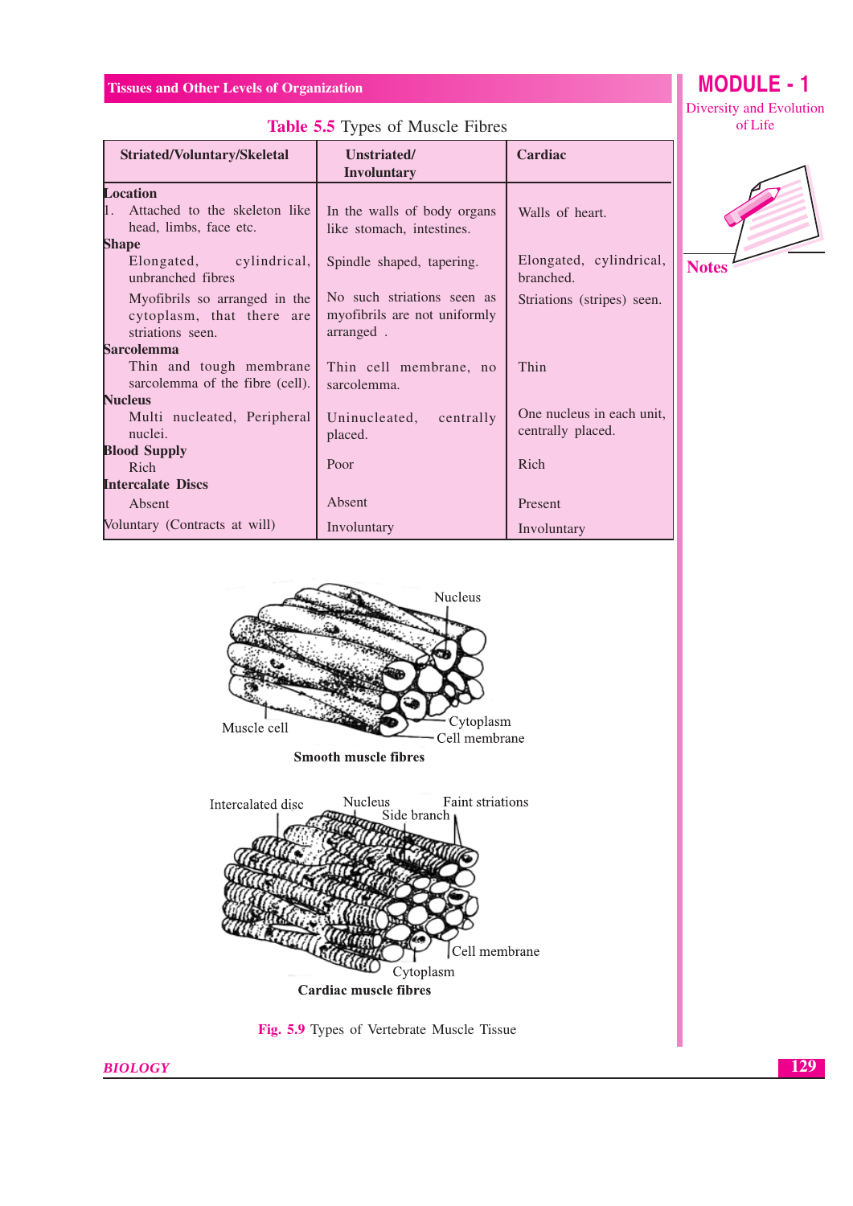**Table 5.5** Types of Muscle Fibres

| Striated/Voluntary/Skeletal | Unstriated/ Involuntary | Cardiac |
|---|---|---|
| **Location** | | |
| 1. Attached to the skeleton like head, limbs, face etc. | In the walls of body organs like stomach, intestines. | Walls of heart. |
| **Shape** | | |
| Elongated, cylindrical, unbranched fibres | Spindle shaped, tapering. | Elongated, cylindrical, branched. |
| Myofibrils so arranged in the cytoplasm, that there are striations seen. | No such striations seen as myofibrils are not uniformly arranged . | Striations (stripes) seen. |
| **Sarcolemma** | | |
| Thin and tough membrane sarcolemma of the fibre (cell). | Thin cell membrane, no sarcolemma. | Thin |
| **Nucleus** | | |
| Multi nucleated, Peripheral nuclei. | Uninucleated, centrally placed. | One nucleus in each unit, centrally placed. |
| **Blood Supply** | | |
| Rich | Poor | Rich |
| **Intercalate Discs** | | |
| Absent | Absent | Present |
| Voluntary (Contracts at will) | Involuntary | Involuntary |

Nucleus, Muscle cell, Cytoplasm, Cell membrane

**Smooth muscle fibres**

Intercalated disc, Nucleus, Side branch, Faint striations, Cell membrane, Cytoplasm

**Cardiac muscle fibres**

**Fig. 5.9** Types of Vertebrate Muscle Tissue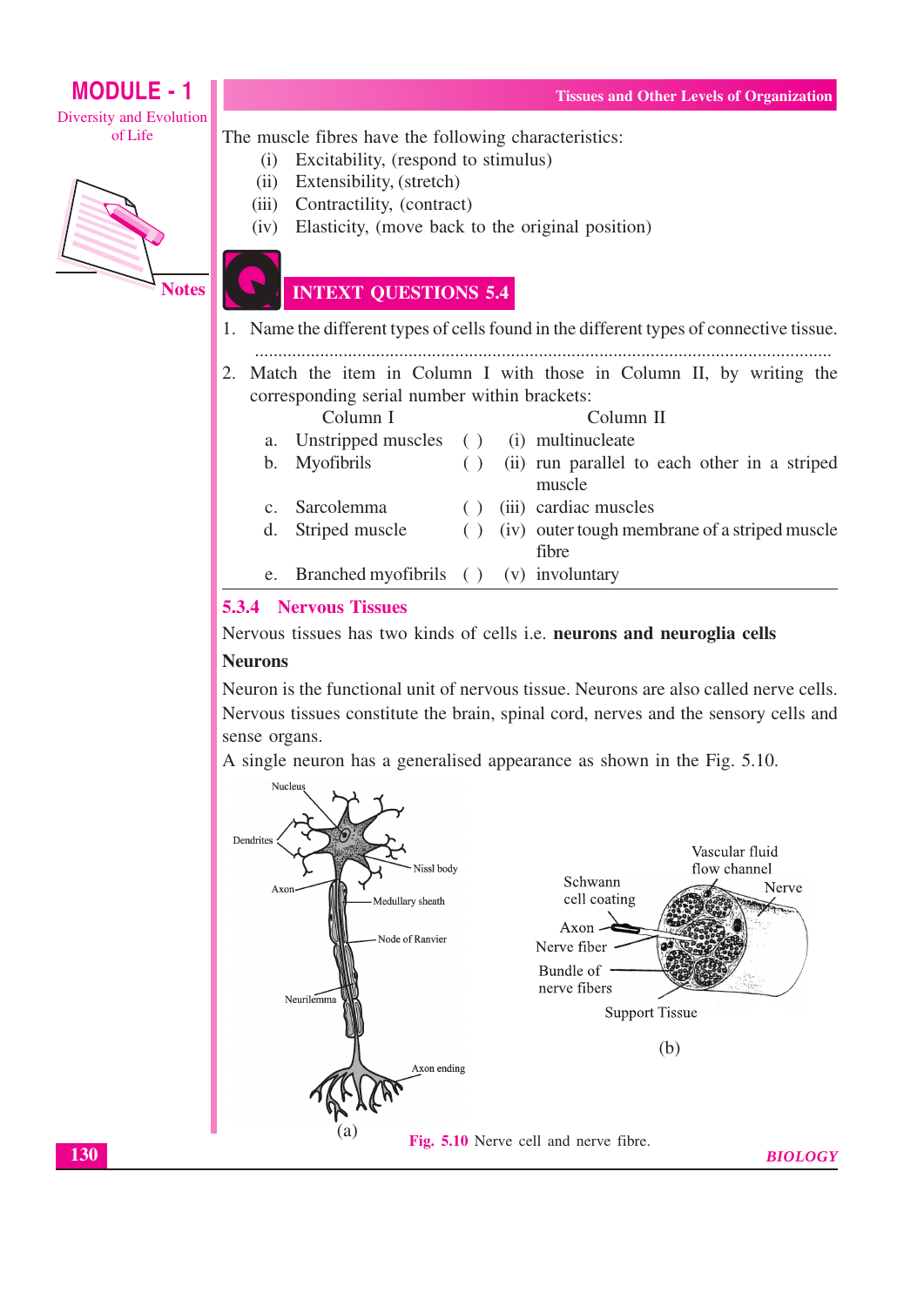The muscle fibres have the following characteristics:

(i) Excitability, (respond to stimulus)
(ii) Extensibility, (stretch)
(iii) Contractility, (contract)
(iv) Elasticity, (move back to the original position)

## INTEXT QUESTIONS 5.4

1. Name the different types of cells found in the different types of connective tissue.

..........................................................................................................................

2. Match the item in Column I with those in Column II, by writing the corresponding serial number within brackets:

| | Column I | | | Column II |
|---|---|---|---|---|
| a. | Unstripped muscles | ( ) | (i) | multinucleate |
| b. | Myofibrils | ( ) | (ii) | run parallel to each other in a striped muscle |
| c. | Sarcolemma | ( ) | (iii) | cardiac muscles |
| d. | Striped muscle | ( ) | (iv) | outer tough membrane of a striped muscle fibre |
| e. | Branched myofibrils | ( ) | (v) | involuntary |

### 5.3.4 Nervous Tissues

Nervous tissues has two kinds of cells i.e. **neurons and neuroglia cells**

**Neurons**

Neuron is the functional unit of nervous tissue. Neurons are also called nerve cells. Nervous tissues constitute the brain, spinal cord, nerves and the sensory cells and sense organs.

A single neuron has a generalised appearance as shown in the Fig. 5.10.

Fig. 5.10 Nerve cell and nerve fibre.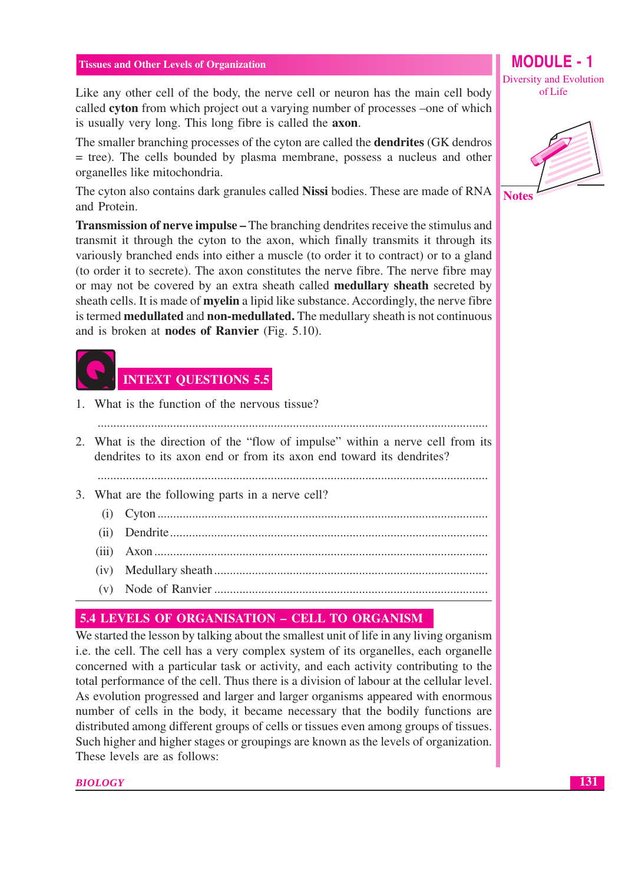Like any other cell of the body, the nerve cell or neuron has the main cell body called **cyton** from which project out a varying number of processes –one of which is usually very long. This long fibre is called the **axon**.

The smaller branching processes of the cyton are called the **dendrites** (GK dendros = tree). The cells bounded by plasma membrane, possess a nucleus and other organelles like mitochondria.

The cyton also contains dark granules called **Nissi** bodies. These are made of RNA and Protein.

**Transmission of nerve impulse –** The branching dendrites receive the stimulus and transmit it through the cyton to the axon, which finally transmits it through its variously branched ends into either a muscle (to order it to contract) or to a gland (to order it to secrete). The axon constitutes the nerve fibre. The nerve fibre may or may not be covered by an extra sheath called **medullary sheath** secreted by sheath cells. It is made of **myelin** a lipid like substance. Accordingly, the nerve fibre is termed **medullated** and **non-medullated.** The medullary sheath is not continuous and is broken at **nodes of Ranvier** (Fig. 5.10).

## INTEXT QUESTIONS 5.5

1. What is the function of the nervous tissue?

   ..........................................................................................................................

2. What is the direction of the "flow of impulse" within a nerve cell from its dendrites to its axon end or from its axon end toward its dendrites?

   ..........................................................................................................................

3. What are the following parts in a nerve cell?
   (i) Cyton ..........................................................................................
   (ii) Dendrite ......................................................................................
   (iii) Axon ..........................................................................................
   (iv) Medullary sheath ........................................................................
   (v) Node of Ranvier ..........................................................................

## 5.4 LEVELS OF ORGANISATION – CELL TO ORGANISM

We started the lesson by talking about the smallest unit of life in any living organism i.e. the cell. The cell has a very complex system of its organelles, each organelle concerned with a particular task or activity, and each activity contributing to the total performance of the cell. Thus there is a division of labour at the cellular level. As evolution progressed and larger and larger organisms appeared with enormous number of cells in the body, it became necessary that the bodily functions are distributed among different groups of cells or tissues even among groups of tissues. Such higher and higher stages or groupings are known as the levels of organization. These levels are as follows: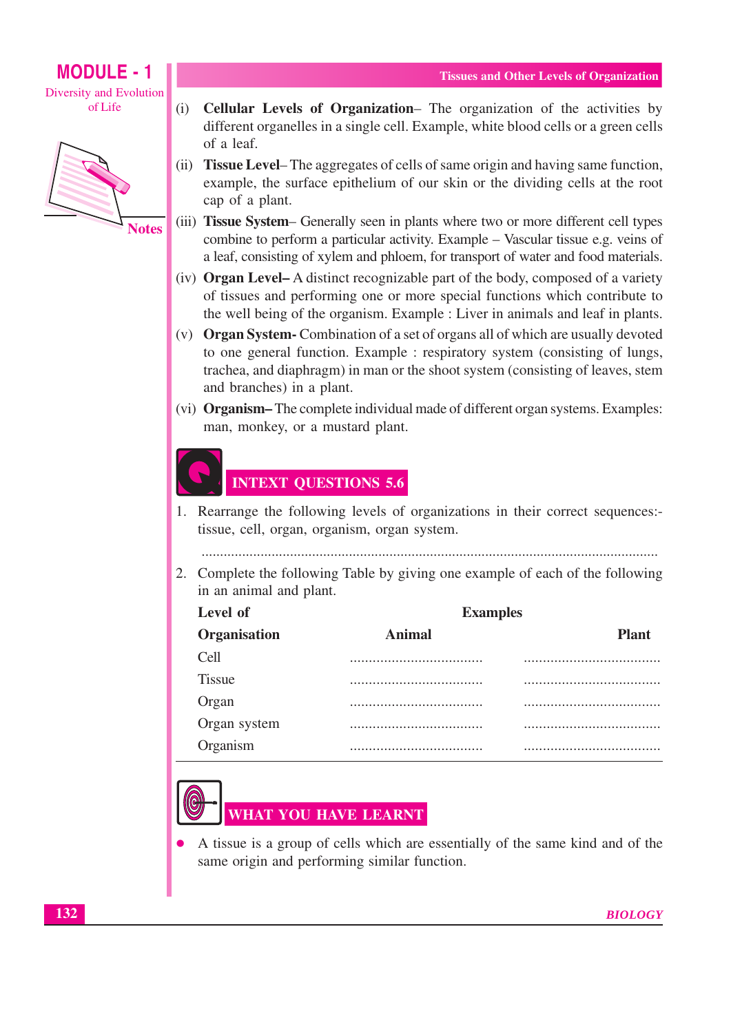(i) **Cellular Levels of Organization**– The organization of the activities by different organelles in a single cell. Example, white blood cells or a green cells of a leaf.

(ii) **Tissue Level**– The aggregates of cells of same origin and having same function, example, the surface epithelium of our skin or the dividing cells at the root cap of a plant.

(iii) **Tissue System**– Generally seen in plants where two or more different cell types combine to perform a particular activity. Example – Vascular tissue e.g. veins of a leaf, consisting of xylem and phloem, for transport of water and food materials.

(iv) **Organ Level–** A distinct recognizable part of the body, composed of a variety of tissues and performing one or more special functions which contribute to the well being of the organism. Example : Liver in animals and leaf in plants.

(v) **Organ System-** Combination of a set of organs all of which are usually devoted to one general function. Example : respiratory system (consisting of lungs, trachea, and diaphragm) in man or the shoot system (consisting of leaves, stem and branches) in a plant.

(vi) **Organism–** The complete individual made of different organ systems. Examples: man, monkey, or a mustard plant.

## INTEXT QUESTIONS 5.6

1. Rearrange the following levels of organizations in their correct sequences:- tissue, cell, organ, organism, organ system.

   ..........................................................................................................................

2. Complete the following Table by giving one example of each of the following in an animal and plant.

| Level of Organisation | Examples | |
|---|---|---|
| | Animal | Plant |
| Cell | ................................... | ................................... |
| Tissue | ................................... | ................................... |
| Organ | ................................... | ................................... |
| Organ system | ................................... | ................................... |
| Organism | ................................... | ................................... |

## WHAT YOU HAVE LEARNT

- A tissue is a group of cells which are essentially of the same kind and of the same origin and performing similar function.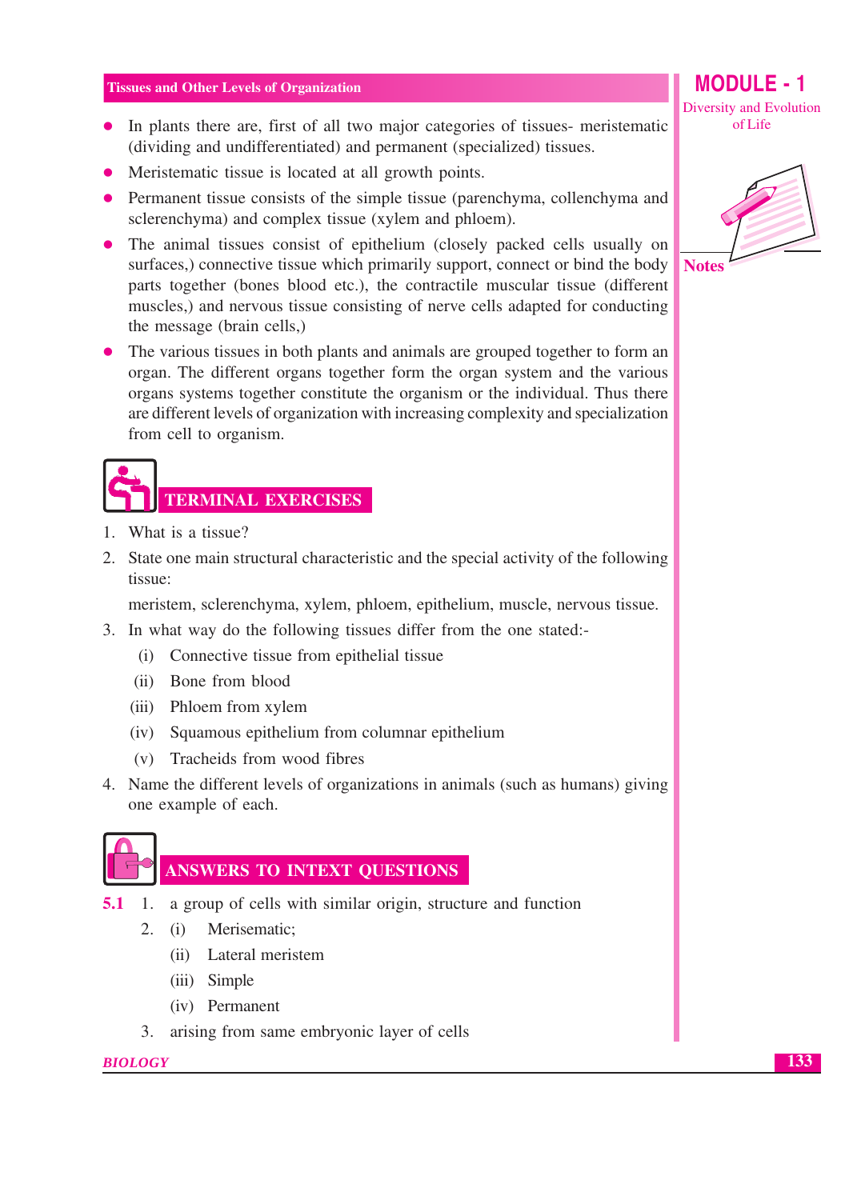- In plants there are, first of all two major categories of tissues- meristematic (dividing and undifferentiated) and permanent (specialized) tissues.
- Meristematic tissue is located at all growth points.
- Permanent tissue consists of the simple tissue (parenchyma, collenchyma and sclerenchyma) and complex tissue (xylem and phloem).
- The animal tissues consist of epithelium (closely packed cells usually on surfaces,) connective tissue which primarily support, connect or bind the body parts together (bones blood etc.), the contractile muscular tissue (different muscles,) and nervous tissue consisting of nerve cells adapted for conducting the message (brain cells,)
- The various tissues in both plants and animals are grouped together to form an organ. The different organs together form the organ system and the various organs systems together constitute the organism or the individual. Thus there are different levels of organization with increasing complexity and specialization from cell to organism.

## TERMINAL EXERCISES

1. What is a tissue?
2. State one main structural characteristic and the special activity of the following tissue:

   meristem, sclerenchyma, xylem, phloem, epithelium, muscle, nervous tissue.
3. In what way do the following tissues differ from the one stated:-
   (i) Connective tissue from epithelial tissue
   (ii) Bone from blood
   (iii) Phloem from xylem
   (iv) Squamous epithelium from columnar epithelium
   (v) Tracheids from wood fibres
4. Name the different levels of organizations in animals (such as humans) giving one example of each.

## ANSWERS TO INTEXT QUESTIONS

**5.1**
1. a group of cells with similar origin, structure and function
2. (i) Merisematic;
   (ii) Lateral meristem
   (iii) Simple
   (iv) Permanent
3. arising from same embryonic layer of cells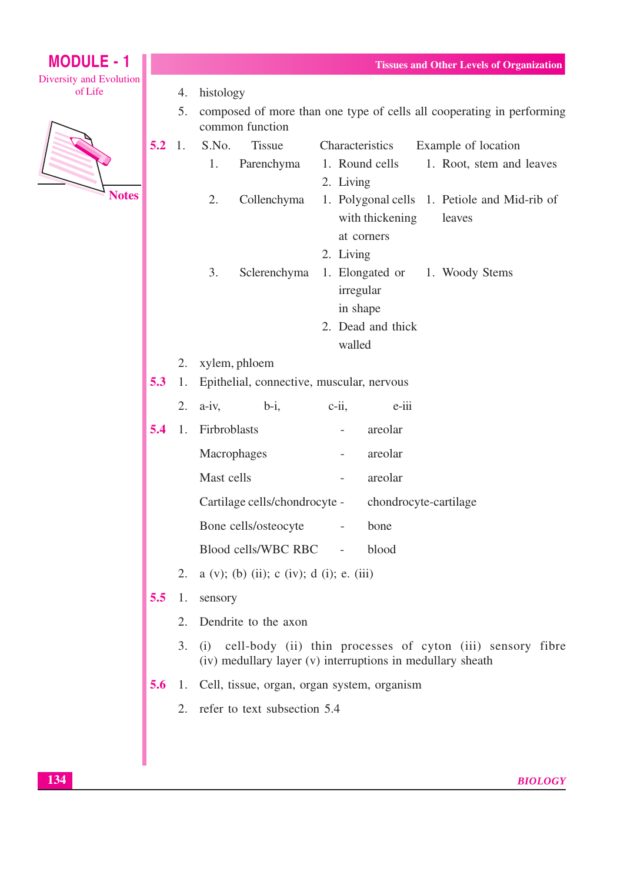4. histology

5. composed of more than one type of cells all cooperating in performing common function

**5.2** 1.

| S.No. | Tissue | Characteristics | Example of location |
|---|---|---|---|
| 1. | Parenchyma | 1. Round cells<br>2. Living | 1. Root, stem and leaves |
| 2. | Collenchyma | 1. Polygonal cells with thickening at corners<br>2. Living | 1. Petiole and Mid-rib of leaves |
| 3. | Sclerenchyma | 1. Elongated or irregular in shape<br>2. Dead and thick walled | 1. Woody Stems |

2. xylem, phloem

**5.3** 1. Epithelial, connective, muscular, nervous

2. a-iv, b-i, c-ii, e-iii

**5.4** 1.

| | | |
|---|---|---|
| Firbroblasts | - | areolar |
| Macrophages | - | areolar |
| Mast cells | - | areolar |
| Cartilage cells/chondrocyte | - | chondrocyte-cartilage |
| Bone cells/osteocyte | - | bone |
| Blood cells/WBC RBC | - | blood |

2. a (v); (b) (ii); c (iv); d (i); e. (iii)

**5.5** 1. sensory

2. Dendrite to the axon

3. (i) cell-body (ii) thin processes of cyton (iii) sensory fibre (iv) medullary layer (v) interruptions in medullary sheath

**5.6** 1. Cell, tissue, organ, organ system, organism

2. refer to text subsection 5.4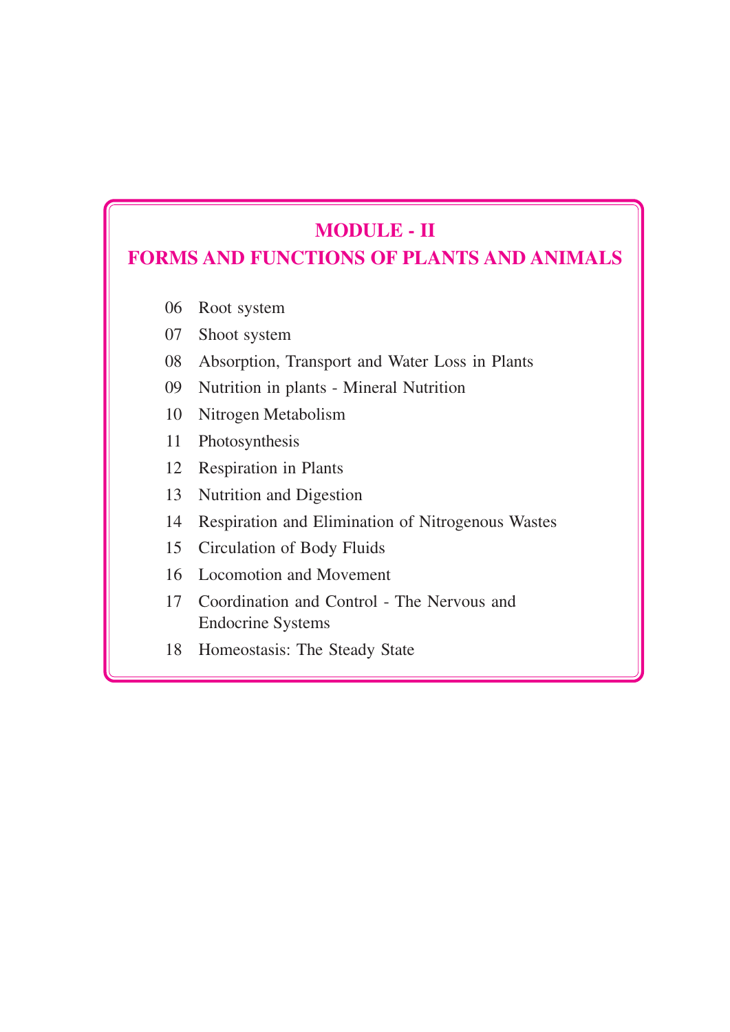# MODULE - II

## FORMS AND FUNCTIONS OF PLANTS AND ANIMALS

06 Root system

07 Shoot system

08 Absorption, Transport and Water Loss in Plants

09 Nutrition in plants - Mineral Nutrition

10 Nitrogen Metabolism

11 Photosynthesis

12 Respiration in Plants

13 Nutrition and Digestion

14 Respiration and Elimination of Nitrogenous Wastes

15 Circulation of Body Fluids

16 Locomotion and Movement

17 Coordination and Control - The Nervous and Endocrine Systems

18 Homeostasis: The Steady State